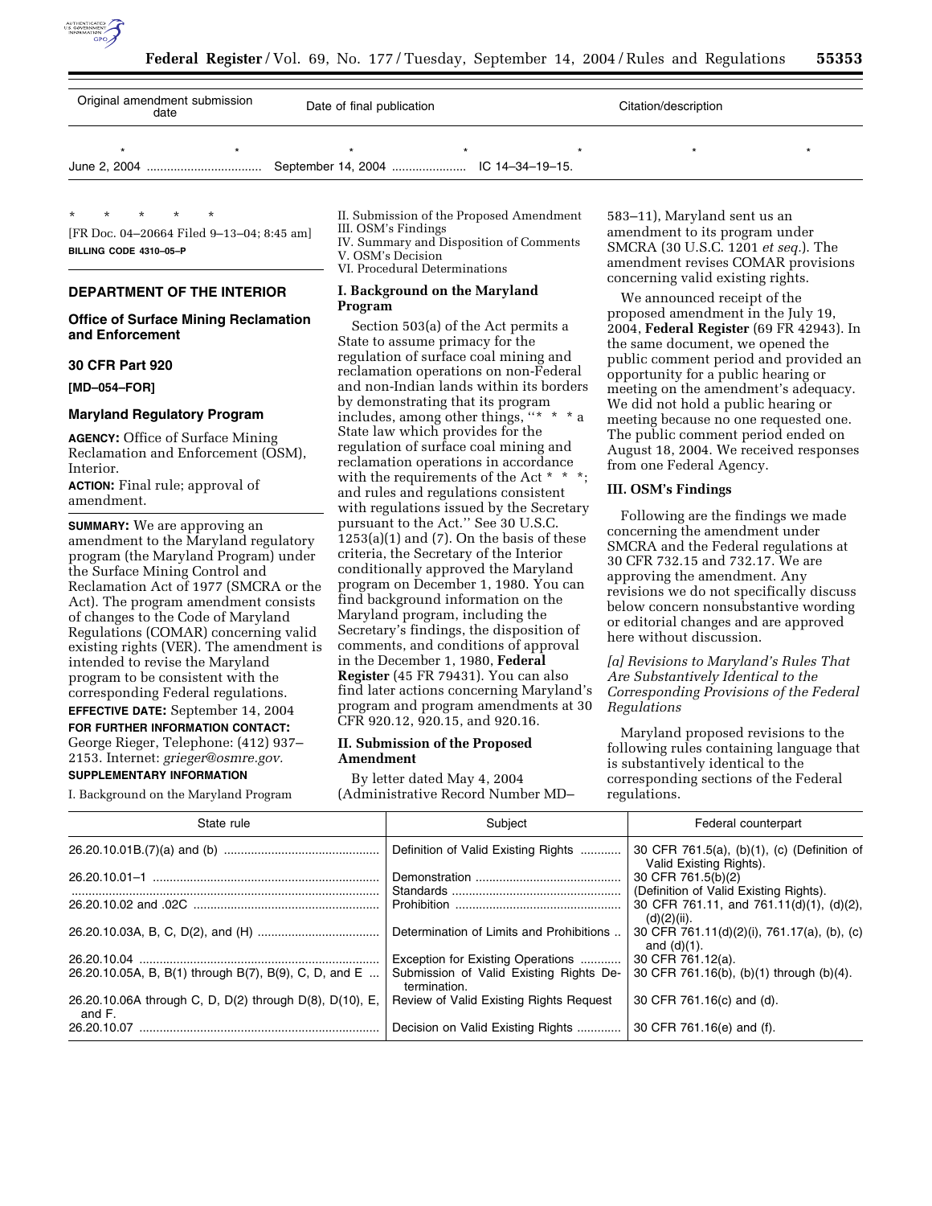| Original amendment submission date | Date of final publication | Citation/description |
| --- | --- | --- |
| * * | * * | * * * |
| June 2, 2004 | September 14, 2004 | IC 14–34–19–15. |

\* \* \* \* \*

[FR Doc. 04–20664 Filed 9–13–04; 8:45 am]

**BILLING CODE 4310–05–P**

## DEPARTMENT OF THE INTERIOR

### Office of Surface Mining Reclamation and Enforcement

### 30 CFR Part 920

**[MD–054–FOR]**

### Maryland Regulatory Program

**AGENCY:** Office of Surface Mining Reclamation and Enforcement (OSM), Interior.

**ACTION:** Final rule; approval of amendment.

**SUMMARY:** We are approving an amendment to the Maryland regulatory program (the Maryland Program) under the Surface Mining Control and Reclamation Act of 1977 (SMCRA or the Act). The program amendment consists of changes to the Code of Maryland Regulations (COMAR) concerning valid existing rights (VER). The amendment is intended to revise the Maryland program to be consistent with the corresponding Federal regulations.

**EFFECTIVE DATE:** September 14, 2004

**FOR FURTHER INFORMATION CONTACT:** George Rieger, Telephone: (412) 937–2153. Internet: *grieger@osmre.gov.*

**SUPPLEMENTARY INFORMATION**

I. Background on the Maryland Program
II. Submission of the Proposed Amendment
III. OSM's Findings
IV. Summary and Disposition of Comments
V. OSM's Decision
VI. Procedural Determinations

### I. Background on the Maryland Program

Section 503(a) of the Act permits a State to assume primacy for the regulation of surface coal mining and reclamation operations on non-Federal and non-Indian lands within its borders by demonstrating that its program includes, among other things, "* * * a State law which provides for the regulation of surface coal mining and reclamation operations in accordance with the requirements of the Act * * *; and rules and regulations consistent with regulations issued by the Secretary pursuant to the Act." See 30 U.S.C. 1253(a)(1) and (7). On the basis of these criteria, the Secretary of the Interior conditionally approved the Maryland program on December 1, 1980. You can find background information on the Maryland program, including the Secretary's findings, the disposition of comments, and conditions of approval in the December 1, 1980, **Federal Register** (45 FR 79431). You can also find later actions concerning Maryland's program and program amendments at 30 CFR 920.12, 920.15, and 920.16.

### II. Submission of the Proposed Amendment

By letter dated May 4, 2004 (Administrative Record Number MD–583–11), Maryland sent us an amendment to its program under SMCRA (30 U.S.C. 1201 *et seq.*). The amendment revises COMAR provisions concerning valid existing rights.

We announced receipt of the proposed amendment in the July 19, 2004, **Federal Register** (69 FR 42943). In the same document, we opened the public comment period and provided an opportunity for a public hearing or meeting on the amendment's adequacy. We did not hold a public hearing or meeting because no one requested one. The public comment period ended on August 18, 2004. We received responses from one Federal Agency.

### III. OSM's Findings

Following are the findings we made concerning the amendment under SMCRA and the Federal regulations at 30 CFR 732.15 and 732.17. We are approving the amendment. Any revisions we do not specifically discuss below concern nonsubstantive wording or editorial changes and are approved here without discussion.

*[a] Revisions to Maryland's Rules That Are Substantively Identical to the Corresponding Provisions of the Federal Regulations*

Maryland proposed revisions to the following rules containing language that is substantively identical to the corresponding sections of the Federal regulations.

| State rule | Subject | Federal counterpart |
| --- | --- | --- |
| 26.20.10.01B.(7)(a) and (b) | Definition of Valid Existing Rights | 30 CFR 761.5(a), (b)(1), (c) (Definition of Valid Existing Rights). |
| 26.20.10.01–1 | Demonstration Standards | 30 CFR 761.5(b)(2) (Definition of Valid Existing Rights). |
| 26.20.10.02 and .02C | Prohibition | 30 CFR 761.11, and 761.11(d)(1), (d)(2), (d)(2)(ii). |
| 26.20.10.03A, B, C, D(2), and (H) | Determination of Limits and Prohibitions | 30 CFR 761.11(d)(2)(i), 761.17(a), (b), (c) and (d)(1). |
| 26.20.10.04 | Exception for Existing Operations | 30 CFR 761.12(a). |
| 26.20.10.05A, B, B(1) through B(7), B(9), C, D, and E | Submission of Valid Existing Rights Determination. | 30 CFR 761.16(b), (b)(1) through (b)(4). |
| 26.20.10.06A through C, D, D(2) through D(8), D(10), E, and F. | Review of Valid Existing Rights Request | 30 CFR 761.16(c) and (d). |
| 26.20.10.07 | Decision on Valid Existing Rights | 30 CFR 761.16(e) and (f). |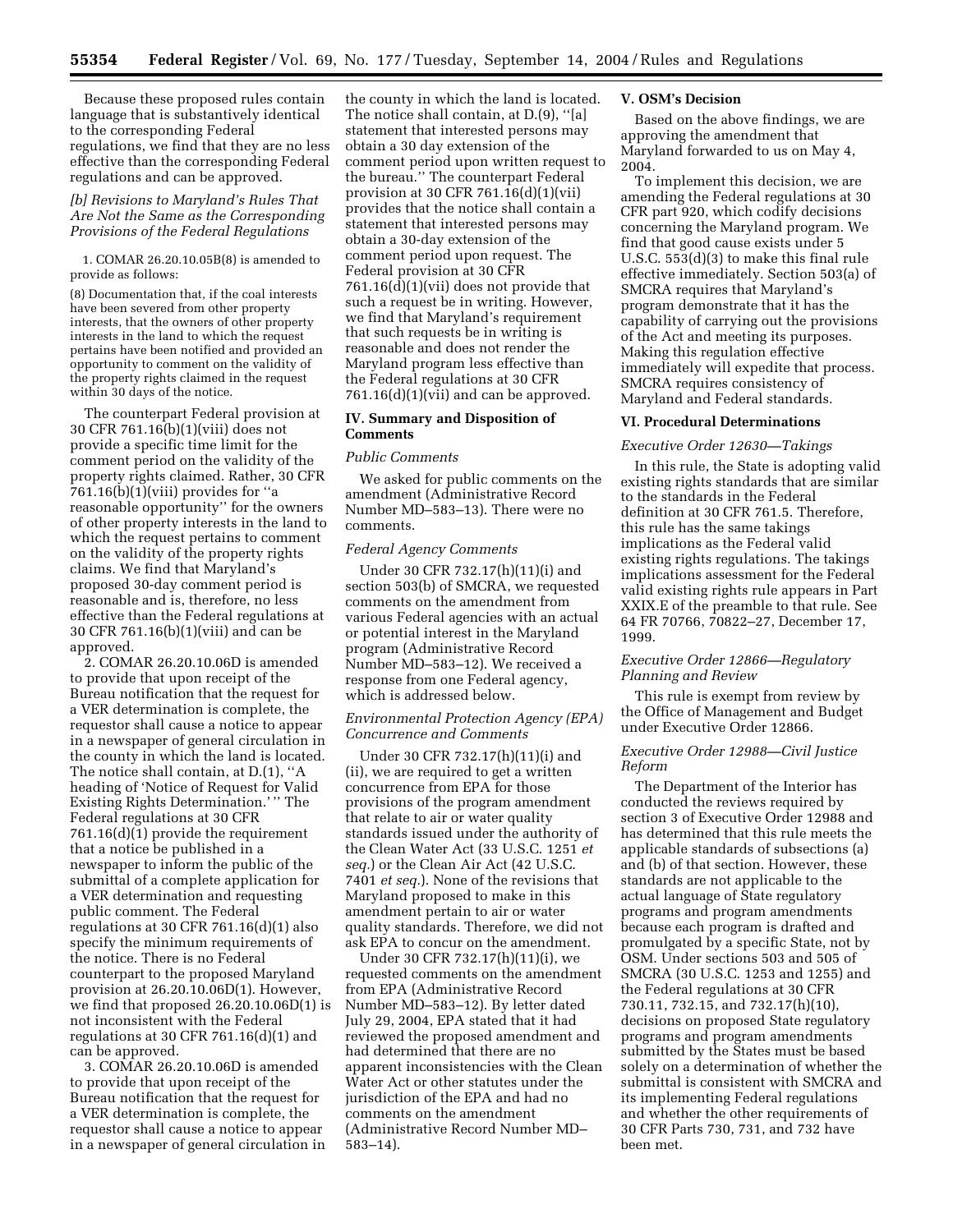Because these proposed rules contain language that is substantively identical to the corresponding Federal regulations, we find that they are no less effective than the corresponding Federal regulations and can be approved.

### *[b] Revisions to Maryland's Rules That Are Not the Same as the Corresponding Provisions of the Federal Regulations*

1. COMAR 26.20.10.05B(8) is amended to provide as follows:

(8) Documentation that, if the coal interests have been severed from other property interests, that the owners of other property interests in the land to which the request pertains have been notified and provided an opportunity to comment on the validity of the property rights claimed in the request within 30 days of the notice.

The counterpart Federal provision at 30 CFR 761.16(b)(1)(viii) does not provide a specific time limit for the comment period on the validity of the property rights claimed. Rather, 30 CFR 761.16(b)(1)(viii) provides for "a reasonable opportunity" for the owners of other property interests in the land to which the request pertains to comment on the validity of the property rights claims. We find that Maryland's proposed 30-day comment period is reasonable and is, therefore, no less effective than the Federal regulations at 30 CFR 761.16(b)(1)(viii) and can be approved.

2. COMAR 26.20.10.06D is amended to provide that upon receipt of the Bureau notification that the request for a VER determination is complete, the requestor shall cause a notice to appear in a newspaper of general circulation in the county in which the land is located. The notice shall contain, at D.(1), "A heading of 'Notice of Request for Valid Existing Rights Determination.' " The Federal regulations at 30 CFR 761.16(d)(1) provide the requirement that a notice be published in a newspaper to inform the public of the submittal of a complete application for a VER determination and requesting public comment. The Federal regulations at 30 CFR 761.16(d)(1) also specify the minimum requirements of the notice. There is no Federal counterpart to the proposed Maryland provision at 26.20.10.06D(1). However, we find that proposed 26.20.10.06D(1) is not inconsistent with the Federal regulations at 30 CFR 761.16(d)(1) and can be approved.

3. COMAR 26.20.10.06D is amended to provide that upon receipt of the Bureau notification that the request for a VER determination is complete, the requestor shall cause a notice to appear in a newspaper of general circulation in the county in which the land is located. The notice shall contain, at D.(9), "[a] statement that interested persons may obtain a 30 day extension of the comment period upon written request to the bureau." The counterpart Federal provision at 30 CFR 761.16(d)(1)(vii) provides that the notice shall contain a statement that interested persons may obtain a 30-day extension of the comment period upon request. The Federal provision at 30 CFR 761.16(d)(1)(vii) does not provide that such a request be in writing. However, we find that Maryland's requirement that such requests be in writing is reasonable and does not render the Maryland program less effective than the Federal regulations at 30 CFR 761.16(d)(1)(vii) and can be approved.

## IV. Summary and Disposition of Comments

### *Public Comments*

We asked for public comments on the amendment (Administrative Record Number MD–583–13). There were no comments.

### *Federal Agency Comments*

Under 30 CFR 732.17(h)(11)(i) and section 503(b) of SMCRA, we requested comments on the amendment from various Federal agencies with an actual or potential interest in the Maryland program (Administrative Record Number MD–583–12). We received a response from one Federal agency, which is addressed below.

### *Environmental Protection Agency (EPA) Concurrence and Comments*

Under 30 CFR 732.17(h)(11)(i) and (ii), we are required to get a written concurrence from EPA for those provisions of the program amendment that relate to air or water quality standards issued under the authority of the Clean Water Act (33 U.S.C. 1251 *et seq.*) or the Clean Air Act (42 U.S.C. 7401 *et seq.*). None of the revisions that Maryland proposed to make in this amendment pertain to air or water quality standards. Therefore, we did not ask EPA to concur on the amendment.

Under 30 CFR 732.17(h)(11)(i), we requested comments on the amendment from EPA (Administrative Record Number MD–583–12). By letter dated July 29, 2004, EPA stated that it had reviewed the proposed amendment and had determined that there are no apparent inconsistencies with the Clean Water Act or other statutes under the jurisdiction of the EPA and had no comments on the amendment (Administrative Record Number MD–583–14).

## V. OSM's Decision

Based on the above findings, we are approving the amendment that Maryland forwarded to us on May 4, 2004.

To implement this decision, we are amending the Federal regulations at 30 CFR part 920, which codify decisions concerning the Maryland program. We find that good cause exists under 5 U.S.C. 553(d)(3) to make this final rule effective immediately. Section 503(a) of SMCRA requires that Maryland's program demonstrate that it has the capability of carrying out the provisions of the Act and meeting its purposes. Making this regulation effective immediately will expedite that process. SMCRA requires consistency of Maryland and Federal standards.

## VI. Procedural Determinations

### *Executive Order 12630—Takings*

In this rule, the State is adopting valid existing rights standards that are similar to the standards in the Federal definition at 30 CFR 761.5. Therefore, this rule has the same takings implications as the Federal valid existing rights regulations. The takings implications assessment for the Federal valid existing rights rule appears in Part XXIX.E of the preamble to that rule. See 64 FR 70766, 70822–27, December 17, 1999.

### *Executive Order 12866—Regulatory Planning and Review*

This rule is exempt from review by the Office of Management and Budget under Executive Order 12866.

### *Executive Order 12988—Civil Justice Reform*

The Department of the Interior has conducted the reviews required by section 3 of Executive Order 12988 and has determined that this rule meets the applicable standards of subsections (a) and (b) of that section. However, these standards are not applicable to the actual language of State regulatory programs and program amendments because each program is drafted and promulgated by a specific State, not by OSM. Under sections 503 and 505 of SMCRA (30 U.S.C. 1253 and 1255) and the Federal regulations at 30 CFR 730.11, 732.15, and 732.17(h)(10), decisions on proposed State regulatory programs and program amendments submitted by the States must be based solely on a determination of whether the submittal is consistent with SMCRA and its implementing Federal regulations and whether the other requirements of 30 CFR Parts 730, 731, and 732 have been met.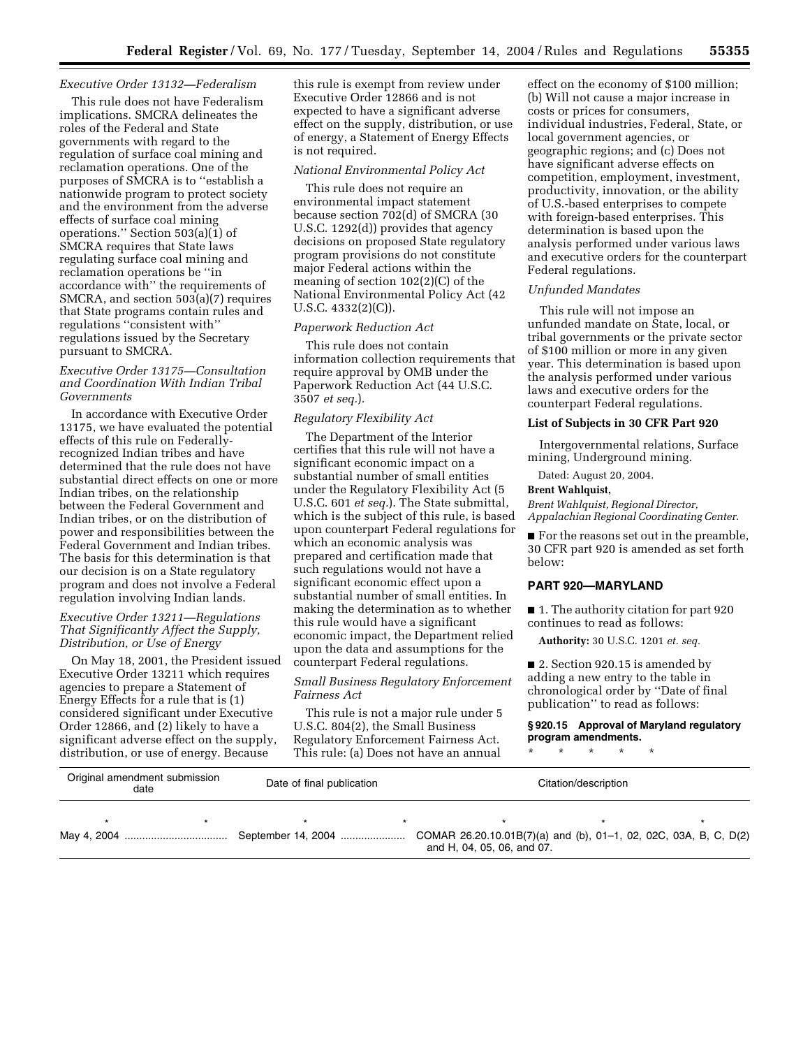*Executive Order 13132—Federalism*

This rule does not have Federalism implications. SMCRA delineates the roles of the Federal and State governments with regard to the regulation of surface coal mining and reclamation operations. One of the purposes of SMCRA is to ''establish a nationwide program to protect society and the environment from the adverse effects of surface coal mining operations.'' Section 503(a)(1) of SMCRA requires that State laws regulating surface coal mining and reclamation operations be ''in accordance with'' the requirements of SMCRA, and section 503(a)(7) requires that State programs contain rules and regulations ''consistent with'' regulations issued by the Secretary pursuant to SMCRA.

*Executive Order 13175—Consultation and Coordination With Indian Tribal Governments*

In accordance with Executive Order 13175, we have evaluated the potential effects of this rule on Federally-recognized Indian tribes and have determined that the rule does not have substantial direct effects on one or more Indian tribes, on the relationship between the Federal Government and Indian tribes, or on the distribution of power and responsibilities between the Federal Government and Indian tribes. The basis for this determination is that our decision is on a State regulatory program and does not involve a Federal regulation involving Indian lands.

*Executive Order 13211—Regulations That Significantly Affect the Supply, Distribution, or Use of Energy*

On May 18, 2001, the President issued Executive Order 13211 which requires agencies to prepare a Statement of Energy Effects for a rule that is (1) considered significant under Executive Order 12866, and (2) likely to have a significant adverse effect on the supply, distribution, or use of energy. Because this rule is exempt from review under Executive Order 12866 and is not expected to have a significant adverse effect on the supply, distribution, or use of energy, a Statement of Energy Effects is not required.

*National Environmental Policy Act*

This rule does not require an environmental impact statement because section 702(d) of SMCRA (30 U.S.C. 1292(d)) provides that agency decisions on proposed State regulatory program provisions do not constitute major Federal actions within the meaning of section 102(2)(C) of the National Environmental Policy Act (42 U.S.C. 4332(2)(C)).

*Paperwork Reduction Act*

This rule does not contain information collection requirements that require approval by OMB under the Paperwork Reduction Act (44 U.S.C. 3507 *et seq.*).

*Regulatory Flexibility Act*

The Department of the Interior certifies that this rule will not have a significant economic impact on a substantial number of small entities under the Regulatory Flexibility Act (5 U.S.C. 601 *et seq.*). The State submittal, which is the subject of this rule, is based upon counterpart Federal regulations for which an economic analysis was prepared and certification made that such regulations would not have a significant economic effect upon a substantial number of small entities. In making the determination as to whether this rule would have a significant economic impact, the Department relied upon the data and assumptions for the counterpart Federal regulations.

*Small Business Regulatory Enforcement Fairness Act*

This rule is not a major rule under 5 U.S.C. 804(2), the Small Business Regulatory Enforcement Fairness Act. This rule: (a) Does not have an annual effect on the economy of $100 million; (b) Will not cause a major increase in costs or prices for consumers, individual industries, Federal, State, or local government agencies, or geographic regions; and (c) Does not have significant adverse effects on competition, employment, investment, productivity, innovation, or the ability of U.S.-based enterprises to compete with foreign-based enterprises. This determination is based upon the analysis performed under various laws and executive orders for the counterpart Federal regulations.

*Unfunded Mandates*

This rule will not impose an unfunded mandate on State, local, or tribal governments or the private sector of $100 million or more in any given year. This determination is based upon the analysis performed under various laws and executive orders for the counterpart Federal regulations.

**List of Subjects in 30 CFR Part 920**

Intergovernmental relations, Surface mining, Underground mining.

Dated: August 20, 2004.

**Brent Wahlquist,**

*Brent Wahlquist, Regional Director, Appalachian Regional Coordinating Center.*

■ For the reasons set out in the preamble, 30 CFR part 920 is amended as set forth below:

## PART 920—MARYLAND

■ 1. The authority citation for part 920 continues to read as follows:

**Authority:** 30 U.S.C. 1201 *et. seq.*

■ 2. Section 920.15 is amended by adding a new entry to the table in chronological order by ''Date of final publication'' to read as follows:

**§ 920.15 Approval of Maryland regulatory program amendments.**

\* \* \* \* \*

| Original amendment submission date | Date of final publication | Citation/description |
|---|---|---|
| \* \* | \* \* | \* \* \* |
| May 4, 2004 | September 14, 2004 | COMAR 26.20.10.01B(7)(a) and (b), 01–1, 02, 02C, 03A, B, C, D(2) and H, 04, 05, 06, and 07. |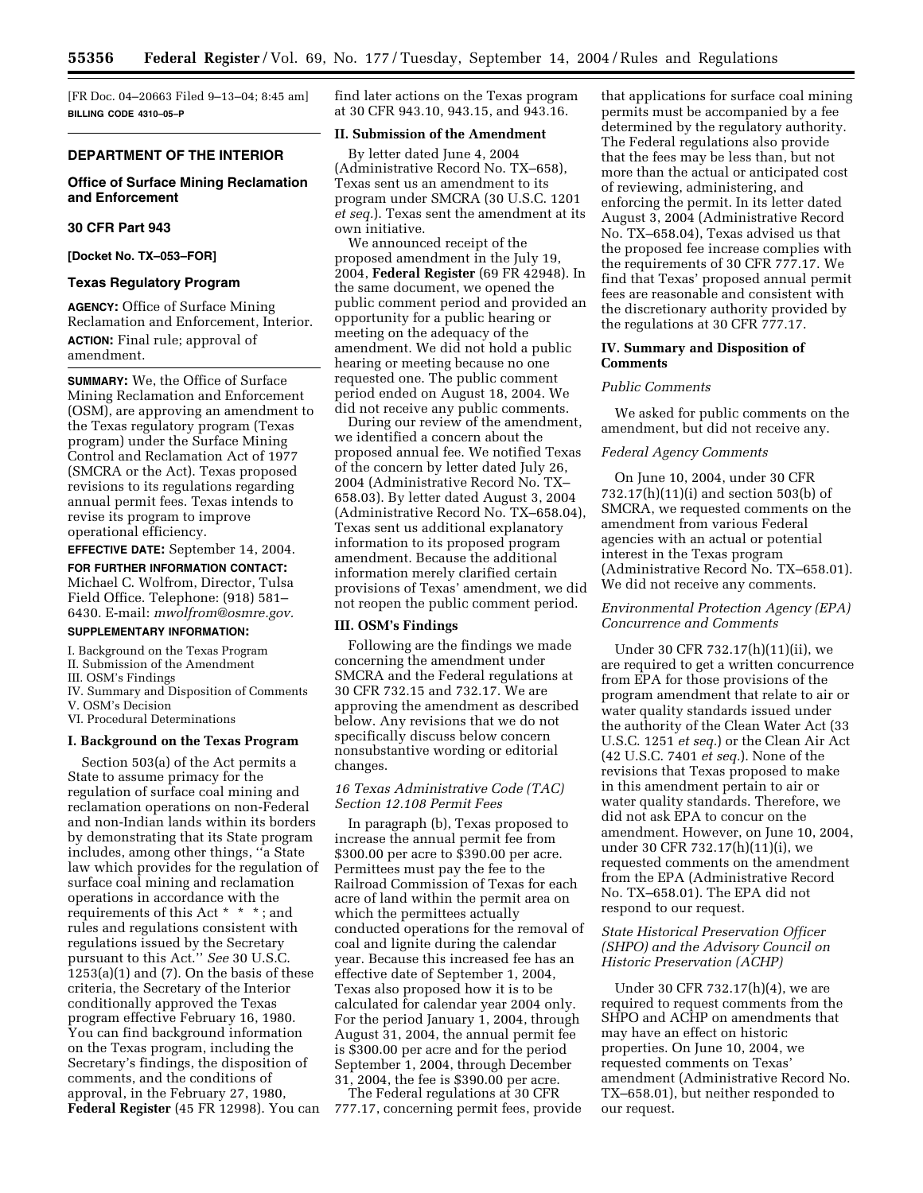[FR Doc. 04–20663 Filed 9–13–04; 8:45 am]

**BILLING CODE 4310–05–P**

---

## DEPARTMENT OF THE INTERIOR

### Office of Surface Mining Reclamation and Enforcement

### 30 CFR Part 943

**[Docket No. TX–053–FOR]**

### Texas Regulatory Program

**AGENCY:** Office of Surface Mining Reclamation and Enforcement, Interior.

**ACTION:** Final rule; approval of amendment.

**SUMMARY:** We, the Office of Surface Mining Reclamation and Enforcement (OSM), are approving an amendment to the Texas regulatory program (Texas program) under the Surface Mining Control and Reclamation Act of 1977 (SMCRA or the Act). Texas proposed revisions to its regulations regarding annual permit fees. Texas intends to revise its program to improve operational efficiency.

**EFFECTIVE DATE:** September 14, 2004.

**FOR FURTHER INFORMATION CONTACT:** Michael C. Wolfrom, Director, Tulsa Field Office. Telephone: (918) 581–6430. E-mail: *mwolfrom@osmre.gov.*

**SUPPLEMENTARY INFORMATION:**

I. Background on the Texas Program
II. Submission of the Amendment
III. OSM's Findings
IV. Summary and Disposition of Comments
V. OSM's Decision
VI. Procedural Determinations

#### I. Background on the Texas Program

Section 503(a) of the Act permits a State to assume primacy for the regulation of surface coal mining and reclamation operations on non-Federal and non-Indian lands within its borders by demonstrating that its State program includes, among other things, "a State law which provides for the regulation of surface coal mining and reclamation operations in accordance with the requirements of this Act * * *; and rules and regulations consistent with regulations issued by the Secretary pursuant to this Act." *See* 30 U.S.C. 1253(a)(1) and (7). On the basis of these criteria, the Secretary of the Interior conditionally approved the Texas program effective February 16, 1980. You can find background information on the Texas program, including the Secretary's findings, the disposition of comments, and the conditions of approval, in the February 27, 1980, **Federal Register** (45 FR 12998). You can find later actions on the Texas program at 30 CFR 943.10, 943.15, and 943.16.

#### II. Submission of the Amendment

By letter dated June 4, 2004 (Administrative Record No. TX–658), Texas sent us an amendment to its program under SMCRA (30 U.S.C. 1201 *et seq.*). Texas sent the amendment at its own initiative.

We announced receipt of the proposed amendment in the July 19, 2004, **Federal Register** (69 FR 42948). In the same document, we opened the public comment period and provided an opportunity for a public hearing or meeting on the adequacy of the amendment. We did not hold a public hearing or meeting because no one requested one. The public comment period ended on August 18, 2004. We did not receive any public comments.

During our review of the amendment, we identified a concern about the proposed annual fee. We notified Texas of the concern by letter dated July 26, 2004 (Administrative Record No. TX–658.03). By letter dated August 3, 2004 (Administrative Record No. TX–658.04), Texas sent us additional explanatory information to its proposed program amendment. Because the additional information merely clarified certain provisions of Texas' amendment, we did not reopen the public comment period.

#### III. OSM's Findings

Following are the findings we made concerning the amendment under SMCRA and the Federal regulations at 30 CFR 732.15 and 732.17. We are approving the amendment as described below. Any revisions that we do not specifically discuss below concern nonsubstantive wording or editorial changes.

*16 Texas Administrative Code (TAC) Section 12.108 Permit Fees*

In paragraph (b), Texas proposed to increase the annual permit fee from $300.00 per acre to $390.00 per acre. Permittees must pay the fee to the Railroad Commission of Texas for each acre of land within the permit area on which the permittees actually conducted operations for the removal of coal and lignite during the calendar year. Because this increased fee has an effective date of September 1, 2004, Texas also proposed how it is to be calculated for calendar year 2004 only. For the period January 1, 2004, through August 31, 2004, the annual permit fee is $300.00 per acre and for the period September 1, 2004, through December 31, 2004, the fee is $390.00 per acre.

The Federal regulations at 30 CFR 777.17, concerning permit fees, provide that applications for surface coal mining permits must be accompanied by a fee determined by the regulatory authority. The Federal regulations also provide that the fees may be less than, but not more than the actual or anticipated cost of reviewing, administering, and enforcing the permit. In its letter dated August 3, 2004 (Administrative Record No. TX–658.04), Texas advised us that the proposed fee increase complies with the requirements of 30 CFR 777.17. We find that Texas' proposed annual permit fees are reasonable and consistent with the discretionary authority provided by the regulations at 30 CFR 777.17.

#### IV. Summary and Disposition of Comments

*Public Comments*

We asked for public comments on the amendment, but did not receive any.

*Federal Agency Comments*

On June 10, 2004, under 30 CFR 732.17(h)(11)(i) and section 503(b) of SMCRA, we requested comments on the amendment from various Federal agencies with an actual or potential interest in the Texas program (Administrative Record No. TX–658.01). We did not receive any comments.

*Environmental Protection Agency (EPA) Concurrence and Comments*

Under 30 CFR 732.17(h)(11)(ii), we are required to get a written concurrence from EPA for those provisions of the program amendment that relate to air or water quality standards issued under the authority of the Clean Water Act (33 U.S.C. 1251 *et seq.*) or the Clean Air Act (42 U.S.C. 7401 *et seq.*). None of the revisions that Texas proposed to make in this amendment pertain to air or water quality standards. Therefore, we did not ask EPA to concur on the amendment. However, on June 10, 2004, under 30 CFR 732.17(h)(11)(i), we requested comments on the amendment from the EPA (Administrative Record No. TX–658.01). The EPA did not respond to our request.

*State Historical Preservation Officer (SHPO) and the Advisory Council on Historic Preservation (ACHP)*

Under 30 CFR 732.17(h)(4), we are required to request comments from the SHPO and ACHP on amendments that may have an effect on historic properties. On June 10, 2004, we requested comments on Texas' amendment (Administrative Record No. TX–658.01), but neither responded to our request.